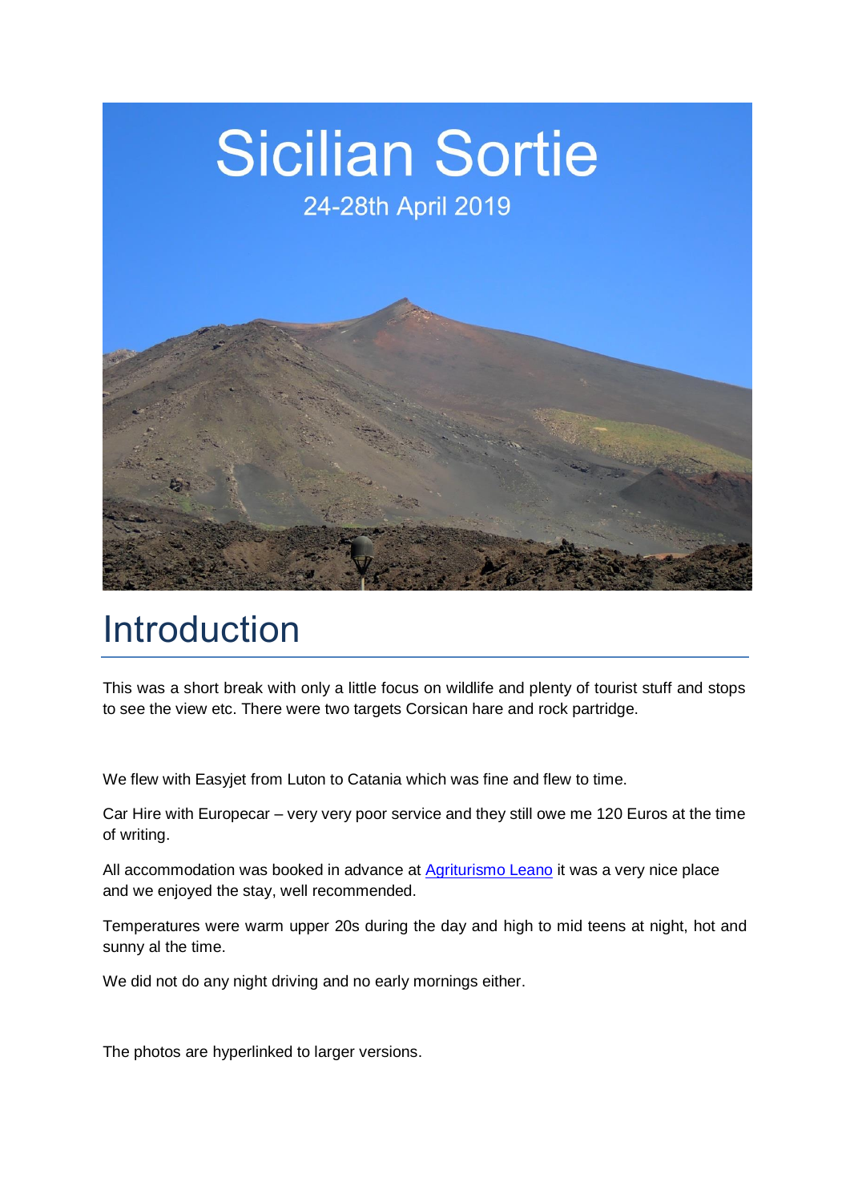# Sicilian Sortie

24-28th April 2019

## Introduction

This was a short break with only a little focus on wildlife and plenty of tourist stuff and stops to see the view etc. There were two targets Corsican hare and rock partridge.

We flew with Easyjet from Luton to Catania which was fine and flew to time.

Car Hire with Europecar – very very poor service and they still owe me 120 Euros at the time of writing.

All accommodation was booked in advance at Agriturismo Leano it was a very nice place and we enjoyed the stay, well recommended.

Temperatures were warm upper 20s during the day and high to mid teens at night, hot and sunny al the time.

We did not do any night driving and no early mornings either.

The photos are hyperlinked to larger versions.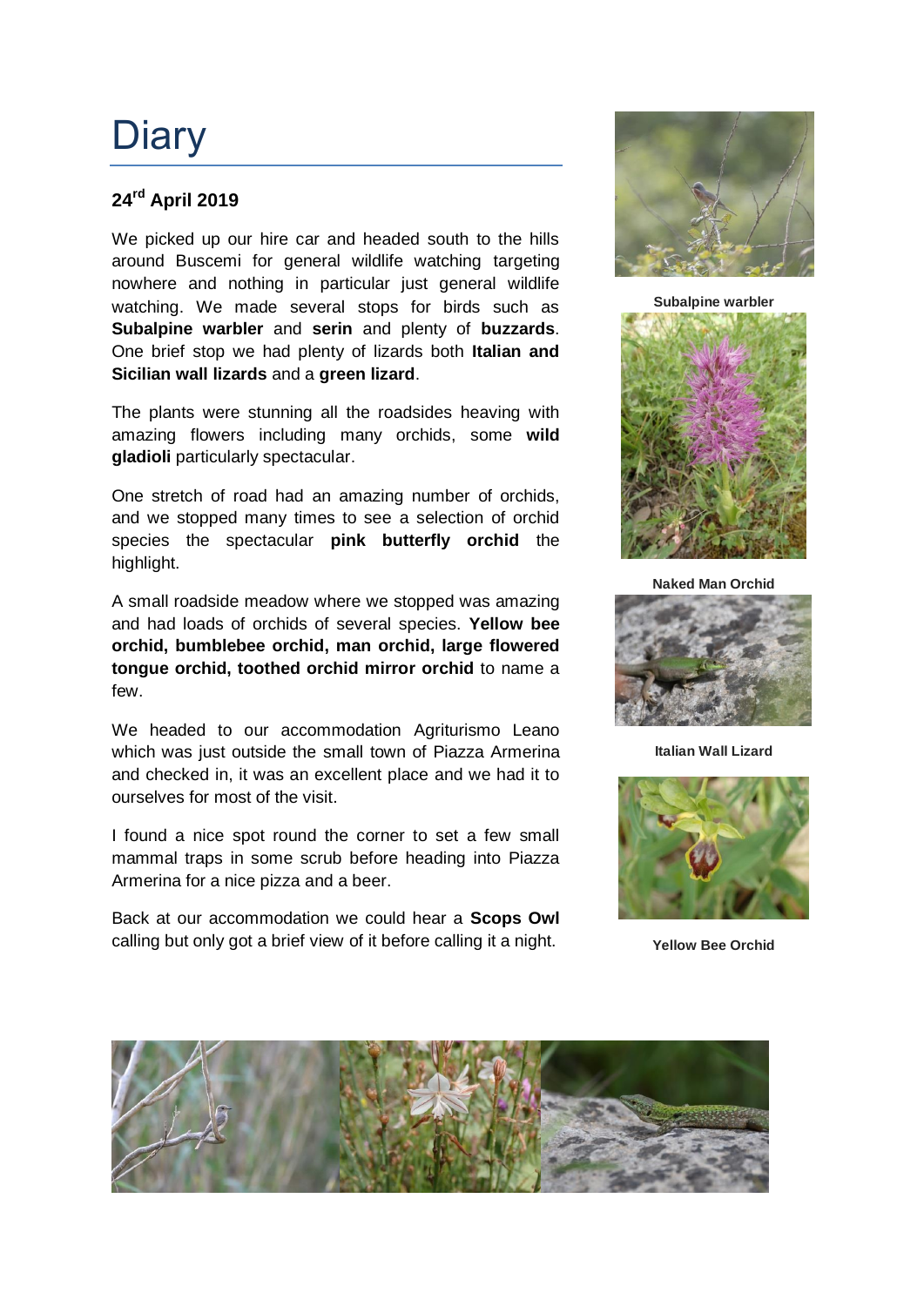# Diary

**24th April 2019**

We picked up our hire car and headed south to the hills around Buscemi for general wildlife watching targeting nowhere and nothing in particular just general wildlife watching. We made several stops for birds such as **Subalpine warbler** and **serin** and plenty of **buzzards**. One brief stop we had plenty of lizards both **Italian and Sicilian wall lizards** and a **green lizard**.

The plants were stunning all the roadsides heaving with amazing flowers including many orchids, some **wild gladioli** particularly spectacular.

One stretch of road had an amazing number of orchids, and we stopped many times to see a selection of orchid species the spectacular **pink butterfly orchid** the highlight.

A small roadside meadow where we stopped was amazing and had loads of orchids of several species. **Yellow bee orchid, bumblebee orchid, man orchid, large flowered tongue orchid, toothed orchid mirror orchid** to name a few.

We headed to our accommodation Agriturismo Leano which was just outside the small town of Piazza Armerina and checked in, it was an excellent place and we had it to ourselves for most of the visit.

I found a nice spot round the corner to set a few small mammal traps in some scrub before heading into Piazza Armerina for a nice pizza and a beer.

Back at our accommodation we could hear a **Scops Owl** calling but only got a brief view of it before calling it a night.

**Subalpine warbler**

**Naked Man Orchid**

**Italian Wall Lizard**

**Yellow Bee Orchid**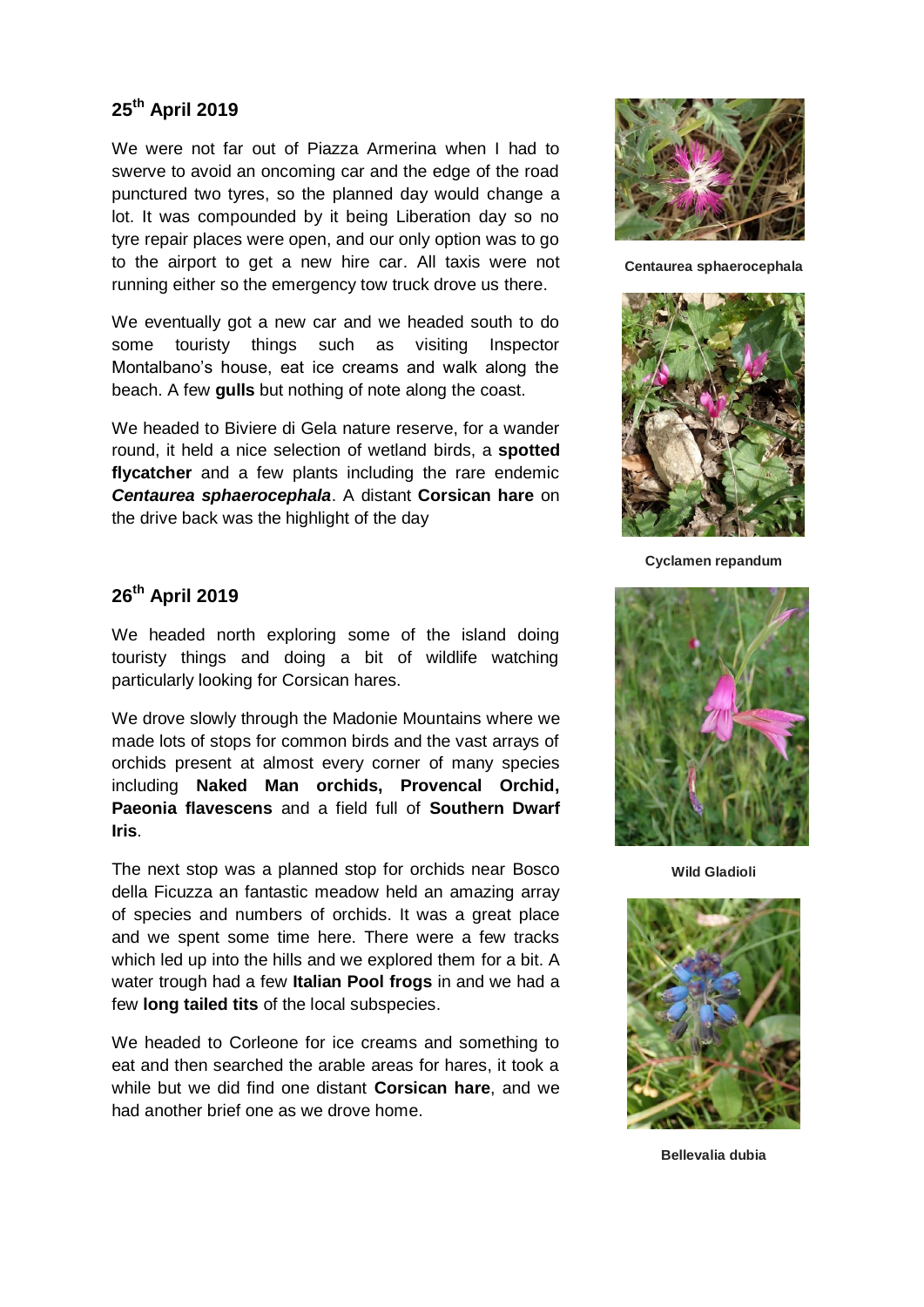## 25th April 2019

We were not far out of Piazza Armerina when I had to swerve to avoid an oncoming car and the edge of the road punctured two tyres, so the planned day would change a lot. It was compounded by it being Liberation day so no tyre repair places were open, and our only option was to go to the airport to get a new hire car. All taxis were not running either so the emergency tow truck drove us there.

We eventually got a new car and we headed south to do some touristy things such as visiting Inspector Montalbano's house, eat ice creams and walk along the beach. A few **gulls** but nothing of note along the coast.

We headed to Biviere di Gela nature reserve, for a wander round, it held a nice selection of wetland birds, a **spotted flycatcher** and a few plants including the rare endemic ***Centaurea sphaerocephala***. A distant **Corsican hare** on the drive back was the highlight of the day

## 26th April 2019

We headed north exploring some of the island doing touristy things and doing a bit of wildlife watching particularly looking for Corsican hares.

We drove slowly through the Madonie Mountains where we made lots of stops for common birds and the vast arrays of orchids present at almost every corner of many species including **Naked Man orchids, Provencal Orchid, Paeonia flavescens** and a field full of **Southern Dwarf Iris**.

The next stop was a planned stop for orchids near Bosco della Ficuzza an fantastic meadow held an amazing array of species and numbers of orchids. It was a great place and we spent some time here. There were a few tracks which led up into the hills and we explored them for a bit. A water trough had a few **Italian Pool frogs** in and we had a few **long tailed tits** of the local subspecies.

We headed to Corleone for ice creams and something to eat and then searched the arable areas for hares, it took a while but we did find one distant **Corsican hare**, and we had another brief one as we drove home.

**Centaurea sphaerocephala**

**Cyclamen repandum**

**Wild Gladioli**

**Bellevalia dubia**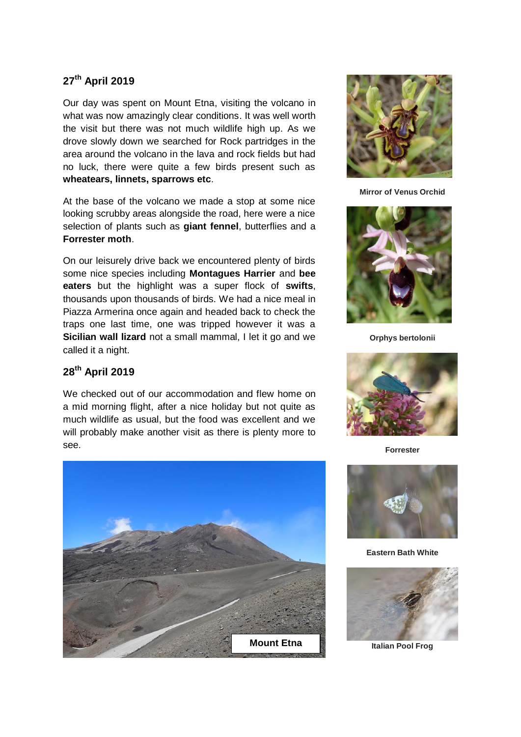## 27th April 2019

Our day was spent on Mount Etna, visiting the volcano in what was now amazingly clear conditions. It was well worth the visit but there was not much wildlife high up. As we drove slowly down we searched for Rock partridges in the area around the volcano in the lava and rock fields but had no luck, there were quite a few birds present such as **wheatears, linnets, sparrows etc**.

At the base of the volcano we made a stop at some nice looking scrubby areas alongside the road, here were a nice selection of plants such as **giant fennel**, butterflies and a **Forrester moth**.

On our leisurely drive back we encountered plenty of birds some nice species including **Montagues Harrier** and **bee eaters** but the highlight was a super flock of **swifts**, thousands upon thousands of birds. We had a nice meal in Piazza Armerina once again and headed back to check the traps one last time, one was tripped however it was a **Sicilian wall lizard** not a small mammal, I let it go and we called it a night.

## 28th April 2019

We checked out of our accommodation and flew home on a mid morning flight, after a nice holiday but not quite as much wildlife as usual, but the food was excellent and we will probably make another visit as there is plenty more to see.

**Mount Etna**

**Mirror of Venus Orchid**

**Orphys bertolonii**

**Forrester**

**Eastern Bath White**

**Italian Pool Frog**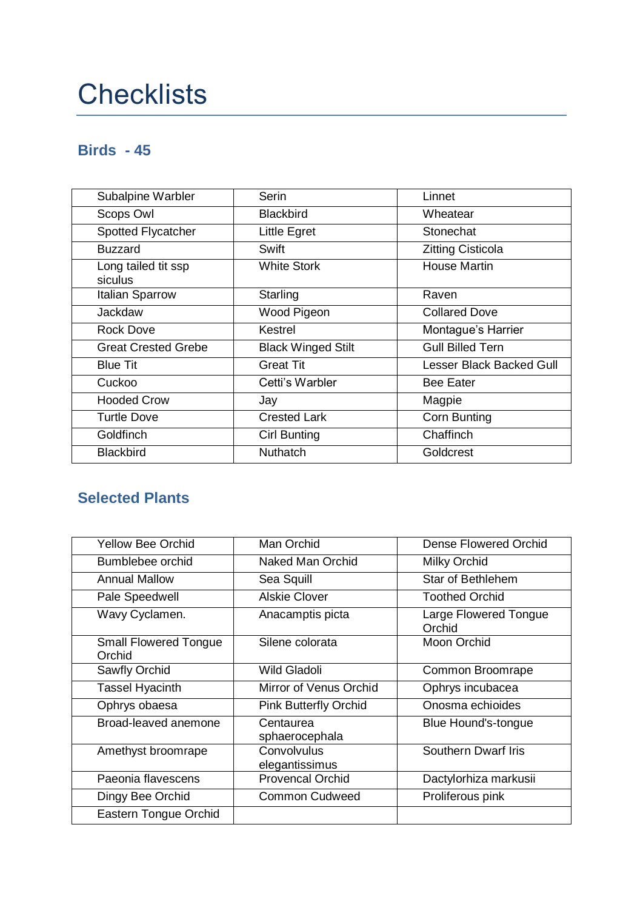# Checklists

## Birds - 45

| | | |
|---|---|---|
| Subalpine Warbler | Serin | Linnet |
| Scops Owl | Blackbird | Wheatear |
| Spotted Flycatcher | Little Egret | Stonechat |
| Buzzard | Swift | Zitting Cisticola |
| Long tailed tit ssp siculus | White Stork | House Martin |
| Italian Sparrow | Starling | Raven |
| Jackdaw | Wood Pigeon | Collared Dove |
| Rock Dove | Kestrel | Montague's Harrier |
| Great Crested Grebe | Black Winged Stilt | Gull Billed Tern |
| Blue Tit | Great Tit | Lesser Black Backed Gull |
| Cuckoo | Cetti's Warbler | Bee Eater |
| Hooded Crow | Jay | Magpie |
| Turtle Dove | Crested Lark | Corn Bunting |
| Goldfinch | Cirl Bunting | Chaffinch |
| Blackbird | Nuthatch | Goldcrest |

## Selected Plants

| | | |
|---|---|---|
| Yellow Bee Orchid | Man Orchid | Dense Flowered Orchid |
| Bumblebee orchid | Naked Man Orchid | Milky Orchid |
| Annual Mallow | Sea Squill | Star of Bethlehem |
| Pale Speedwell | Alskie Clover | Toothed Orchid |
| Wavy Cyclamen. | Anacamptis picta | Large Flowered Tongue Orchid |
| Small Flowered Tongue Orchid | Silene colorata | Moon Orchid |
| Sawfly Orchid | Wild Gladoli | Common Broomrape |
| Tassel Hyacinth | Mirror of Venus Orchid | Ophrys incubacea |
| Ophrys obaesa | Pink Butterfly Orchid | Onosma echioides |
| Broad-leaved anemone | Centaurea sphaerocephala | Blue Hound's-tongue |
| Amethyst broomrape | Convolvulus elegantissimus | Southern Dwarf Iris |
| Paeonia flavescens | Provencal Orchid | Dactylorhiza markusii |
| Dingy Bee Orchid | Common Cudweed | Proliferous pink |
| Eastern Tongue Orchid | | |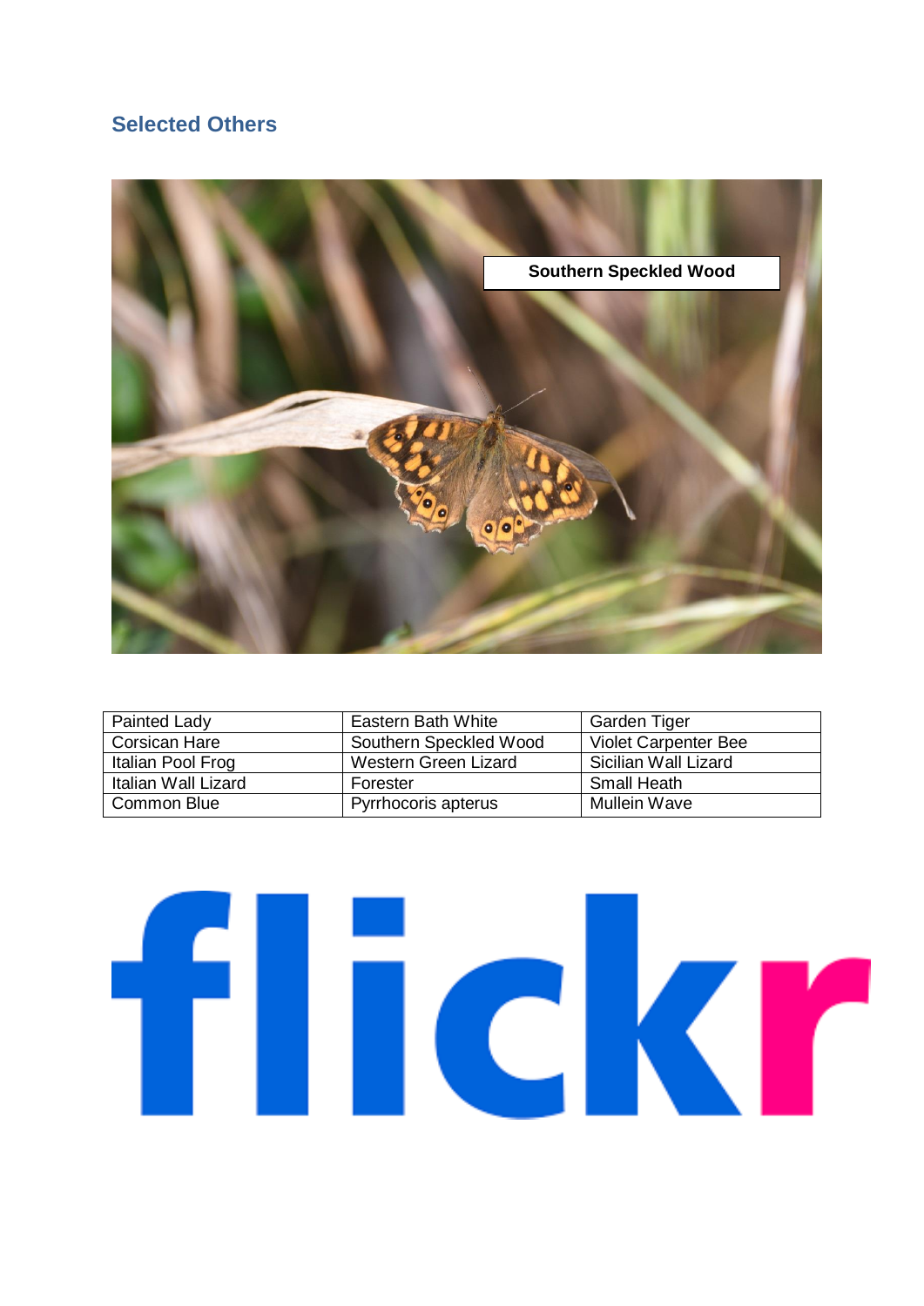## Selected Others

Southern Speckled Wood

| | | |
|---|---|---|
| Painted Lady | Eastern Bath White | Garden Tiger |
| Corsican Hare | Southern Speckled Wood | Violet Carpenter Bee |
| Italian Pool Frog | Western Green Lizard | Sicilian Wall Lizard |
| Italian Wall Lizard | Forester | Small Heath |
| Common Blue | Pyrrhocoris apterus | Mullein Wave |

flickr